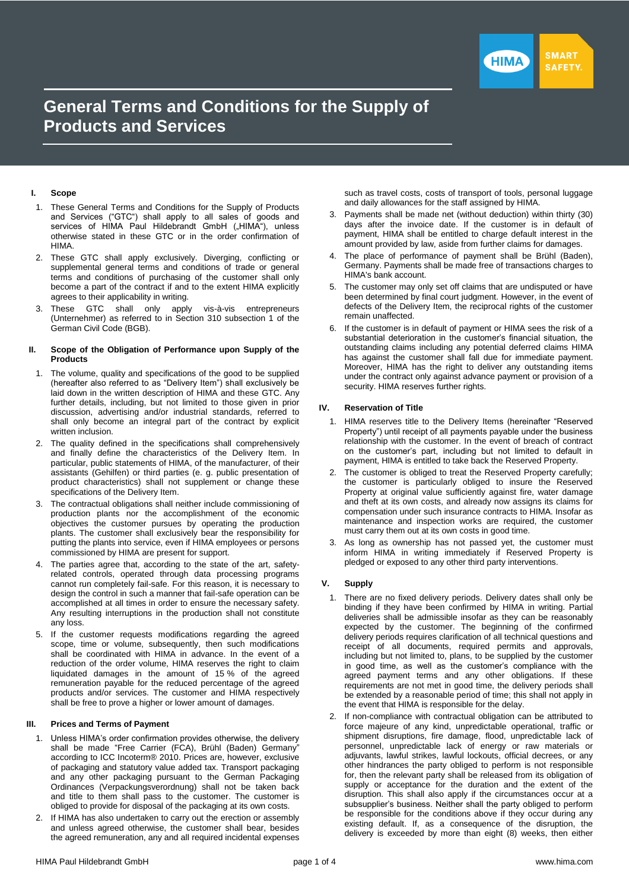# General Terms and Conditions for the Supply of Products and Services

## I. Scope

1. These General Terms and Conditions for the Supply of Products and Services ("GTC") shall apply to all sales of goods and services of HIMA Paul Hildebrandt GmbH („HIMA"), unless otherwise stated in these GTC or in the order confirmation of HIMA.
2. These GTC shall apply exclusively. Diverging, conflicting or supplemental general terms and conditions of trade or general terms and conditions of purchasing of the customer shall only become a part of the contract if and to the extent HIMA explicitly agrees to their applicability in writing.
3. These GTC shall only apply vis-à-vis entrepreneurs (Unternehmer) as referred to in Section 310 subsection 1 of the German Civil Code (BGB).

## II. Scope of the Obligation of Performance upon Supply of the Products

1. The volume, quality and specifications of the good to be supplied (hereafter also referred to as "Delivery Item") shall exclusively be laid down in the written description of HIMA and these GTC. Any further details, including, but not limited to those given in prior discussion, advertising and/or industrial standards, referred to shall only become an integral part of the contract by explicit written inclusion.
2. The quality defined in the specifications shall comprehensively and finally define the characteristics of the Delivery Item. In particular, public statements of HIMA, of the manufacturer, of their assistants (Gehilfen) or third parties (e. g. public presentation of product characteristics) shall not supplement or change these specifications of the Delivery Item.
3. The contractual obligations shall neither include commissioning of production plants nor the accomplishment of the economic objectives the customer pursues by operating the production plants. The customer shall exclusively bear the responsibility for putting the plants into service, even if HIMA employees or persons commissioned by HIMA are present for support.
4. The parties agree that, according to the state of the art, safety-related controls, operated through data processing programs cannot run completely fail-safe. For this reason, it is necessary to design the control in such a manner that fail-safe operation can be accomplished at all times in order to ensure the necessary safety. Any resulting interruptions in the production shall not constitute any loss.
5. If the customer requests modifications regarding the agreed scope, time or volume, subsequently, then such modifications shall be coordinated with HIMA in advance. In the event of a reduction of the order volume, HIMA reserves the right to claim liquidated damages in the amount of 15 % of the agreed remuneration payable for the reduced percentage of the agreed products and/or services. The customer and HIMA respectively shall be free to prove a higher or lower amount of damages.

## III. Prices and Terms of Payment

1. Unless HIMA's order confirmation provides otherwise, the delivery shall be made "Free Carrier (FCA), Brühl (Baden) Germany" according to ICC Incoterm® 2010. Prices are, however, exclusive of packaging and statutory value added tax. Transport packaging and any other packaging pursuant to the German Packaging Ordinances (Verpackungsverordnung) shall not be taken back and title to them shall pass to the customer. The customer is obliged to provide for disposal of the packaging at its own costs.
2. If HIMA has also undertaken to carry out the erection or assembly and unless agreed otherwise, the customer shall bear, besides the agreed remuneration, any and all required incidental expenses such as travel costs, costs of transport of tools, personal luggage and daily allowances for the staff assigned by HIMA.
3. Payments shall be made net (without deduction) within thirty (30) days after the invoice date. If the customer is in default of payment, HIMA shall be entitled to charge default interest in the amount provided by law, aside from further claims for damages.
4. The place of performance of payment shall be Brühl (Baden), Germany. Payments shall be made free of transactions charges to HIMA's bank account.
5. The customer may only set off claims that are undisputed or have been determined by final court judgment. However, in the event of defects of the Delivery Item, the reciprocal rights of the customer remain unaffected.
6. If the customer is in default of payment or HIMA sees the risk of a substantial deterioration in the customer's financial situation, the outstanding claims including any potential deferred claims HIMA has against the customer shall fall due for immediate payment. Moreover, HIMA has the right to deliver any outstanding items under the contract only against advance payment or provision of a security. HIMA reserves further rights.

## IV. Reservation of Title

1. HIMA reserves title to the Delivery Items (hereinafter "Reserved Property") until receipt of all payments payable under the business relationship with the customer. In the event of breach of contract on the customer's part, including but not limited to default in payment, HIMA is entitled to take back the Reserved Property.
2. The customer is obliged to treat the Reserved Property carefully; the customer is particularly obliged to insure the Reserved Property at original value sufficiently against fire, water damage and theft at its own costs, and already now assigns its claims for compensation under such insurance contracts to HIMA. Insofar as maintenance and inspection works are required, the customer must carry them out at its own costs in good time.
3. As long as ownership has not passed yet, the customer must inform HIMA in writing immediately if Reserved Property is pledged or exposed to any other third party interventions.

## V. Supply

1. There are no fixed delivery periods. Delivery dates shall only be binding if they have been confirmed by HIMA in writing. Partial deliveries shall be admissible insofar as they can be reasonably expected by the customer. The beginning of the confirmed delivery periods requires clarification of all technical questions and receipt of all documents, required permits and approvals, including but not limited to, plans, to be supplied by the customer in good time, as well as the customer's compliance with the agreed payment terms and any other obligations. If these requirements are not met in good time, the delivery periods shall be extended by a reasonable period of time; this shall not apply in the event that HIMA is responsible for the delay.
2. If non-compliance with contractual obligation can be attributed to force majeure of any kind, unpredictable operational, traffic or shipment disruptions, fire damage, flood, unpredictable lack of personnel, unpredictable lack of energy or raw materials or adjuvants, lawful strikes, lawful lockouts, official decrees, or any other hindrances the party obliged to perform is not responsible for, then the relevant party shall be released from its obligation of supply or acceptance for the duration and the extent of the disruption. This shall also apply if the circumstances occur at a subsupplier's business. Neither shall the party obliged to perform be responsible for the conditions above if they occur during any existing default. If, as a consequence of the disruption, the delivery is exceeded by more than eight (8) weeks, then either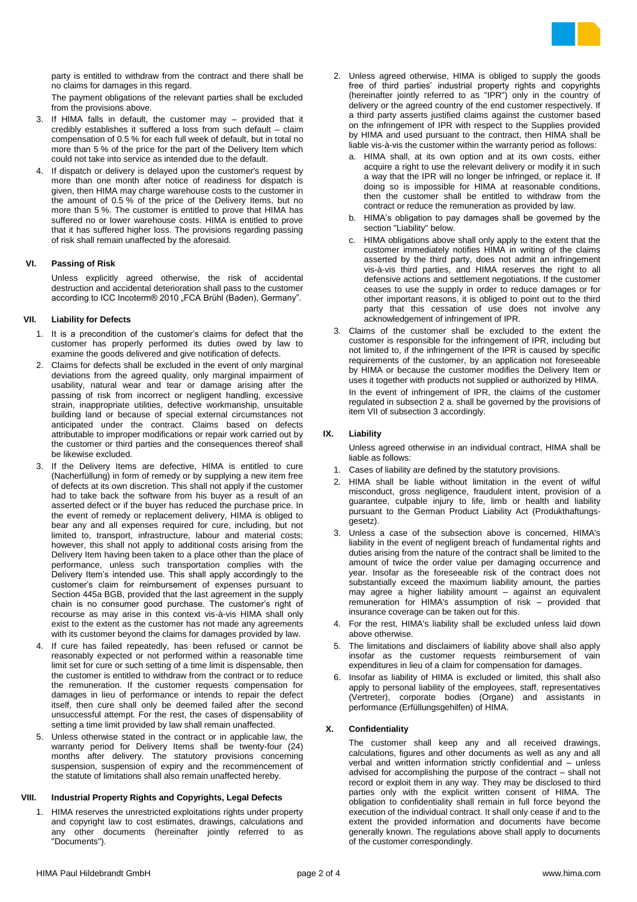party is entitled to withdraw from the contract and there shall be no claims for damages in this regard.

The payment obligations of the relevant parties shall be excluded from the provisions above.

3. If HIMA falls in default, the customer may – provided that it credibly establishes it suffered a loss from such default – claim compensation of 0.5 % for each full week of default, but in total no more than 5 % of the price for the part of the Delivery Item which could not take into service as intended due to the default.
4. If dispatch or delivery is delayed upon the customer's request by more than one month after notice of readiness for dispatch is given, then HIMA may charge warehouse costs to the customer in the amount of 0.5 % of the price of the Delivery Items, but no more than 5 %. The customer is entitled to prove that HIMA has suffered no or lower warehouse costs. HIMA is entitled to prove that it has suffered higher loss. The provisions regarding passing of risk shall remain unaffected by the aforesaid.

## VI. Passing of Risk

Unless explicitly agreed otherwise, the risk of accidental destruction and accidental deterioration shall pass to the customer according to ICC Incoterm® 2010 „FCA Brühl (Baden), Germany".

## VII. Liability for Defects

1. It is a precondition of the customer's claims for defect that the customer has properly performed its duties owed by law to examine the goods delivered and give notification of defects.
2. Claims for defects shall be excluded in the event of only marginal deviations from the agreed quality, only marginal impairment of usability, natural wear and tear or damage arising after the passing of risk from incorrect or negligent handling, excessive strain, inappropriate utilities, defective workmanship, unsuitable building land or because of special external circumstances not anticipated under the contract. Claims based on defects attributable to improper modifications or repair work carried out by the customer or third parties and the consequences thereof shall be likewise excluded.
3. If the Delivery Items are defective, HIMA is entitled to cure (Nacherfüllung) in form of remedy or by supplying a new item free of defects at its own discretion. This shall not apply if the customer had to take back the software from his buyer as a result of an asserted defect or if the buyer has reduced the purchase price. In the event of remedy or replacement delivery, HIMA is obliged to bear any and all expenses required for cure, including, but not limited to, transport, infrastructure, labour and material costs; however, this shall not apply to additional costs arising from the Delivery Item having been taken to a place other than the place of performance, unless such transportation complies with the Delivery Item's intended use. This shall apply accordingly to the customer's claim for reimbursement of expenses pursuant to Section 445a BGB, provided that the last agreement in the supply chain is no consumer good purchase. The customer's right of recourse as may arise in this context vis-à-vis HIMA shall only exist to the extent as the customer has not made any agreements with its customer beyond the claims for damages provided by law.
4. If cure has failed repeatedly, has been refused or cannot be reasonably expected or not performed within a reasonable time limit set for cure or such setting of a time limit is dispensable, then the customer is entitled to withdraw from the contract or to reduce the remuneration. If the customer requests compensation for damages in lieu of performance or intends to repair the defect itself, then cure shall only be deemed failed after the second unsuccessful attempt. For the rest, the cases of dispensability of setting a time limit provided by law shall remain unaffected.
5. Unless otherwise stated in the contract or in applicable law, the warranty period for Delivery Items shall be twenty-four (24) months after delivery. The statutory provisions concerning suspension, suspension of expiry and the recommencement of the statute of limitations shall also remain unaffected hereby.

## VIII. Industrial Property Rights and Copyrights, Legal Defects

1. HIMA reserves the unrestricted exploitations rights under property and copyright law to cost estimates, drawings, calculations and any other documents (hereinafter jointly referred to as "Documents").
2. Unless agreed otherwise, HIMA is obliged to supply the goods free of third parties' industrial property rights and copyrights (hereinafter jointly referred to as "IPR") only in the country of delivery or the agreed country of the end customer respectively. If a third party asserts justified claims against the customer based on the infringement of IPR with respect to the Supplies provided by HIMA and used pursuant to the contract, then HIMA shall be liable vis-à-vis the customer within the warranty period as follows:
   a. HIMA shall, at its own option and at its own costs, either acquire a right to use the relevant delivery or modify it in such a way that the IPR will no longer be infringed, or replace it. If doing so is impossible for HIMA at reasonable conditions, then the customer shall be entitled to withdraw from the contract or reduce the remuneration as provided by law.
   b. HIMA's obligation to pay damages shall be governed by the section "Liability" below.
   c. HIMA obligations above shall only apply to the extent that the customer immediately notifies HIMA in writing of the claims asserted by the third party, does not admit an infringement vis-à-vis third parties, and HIMA reserves the right to all defensive actions and settlement negotiations. If the customer ceases to use the supply in order to reduce damages or for other important reasons, it is obliged to point out to the third party that this cessation of use does not involve any acknowledgement of infringement of IPR.
3. Claims of the customer shall be excluded to the extent the customer is responsible for the infringement of IPR, including but not limited to, if the infringement of the IPR is caused by specific requirements of the customer, by an application not foreseeable by HIMA or because the customer modifies the Delivery Item or uses it together with products not supplied or authorized by HIMA.

   In the event of infringement of IPR, the claims of the customer regulated in subsection 2 a. shall be governed by the provisions of item VII of subsection 3 accordingly.

## IX. Liability

Unless agreed otherwise in an individual contract, HIMA shall be liable as follows:

1. Cases of liability are defined by the statutory provisions.
2. HIMA shall be liable without limitation in the event of wilful misconduct, gross negligence, fraudulent intent, provision of a guarantee, culpable injury to life, limb or health and liability pursuant to the German Product Liability Act (Produkthaftungsgesetz).
3. Unless a case of the subsection above is concerned, HIMA's liability in the event of negligent breach of fundamental rights and duties arising from the nature of the contract shall be limited to the amount of twice the order value per damaging occurrence and year. Insofar as the foreseeable risk of the contract does not substantially exceed the maximum liability amount, the parties may agree a higher liability amount – against an equivalent remuneration for HIMA's assumption of risk – provided that insurance coverage can be taken out for this.
4. For the rest, HIMA's liability shall be excluded unless laid down above otherwise.
5. The limitations and disclaimers of liability above shall also apply insofar as the customer requests reimbursement of vain expenditures in lieu of a claim for compensation for damages.
6. Insofar as liability of HIMA is excluded or limited, this shall also apply to personal liability of the employees, staff, representatives (Vertreter), corporate bodies (Organe) and assistants in performance (Erfüllungsgehilfen) of HIMA.

## X. Confidentiality

The customer shall keep any and all received drawings, calculations, figures and other documents as well as any and all verbal and written information strictly confidential and – unless advised for accomplishing the purpose of the contract – shall not record or exploit them in any way. They may be disclosed to third parties only with the explicit written consent of HIMA. The obligation to confidentiality shall remain in full force beyond the execution of the individual contract. It shall only cease if and to the extent the provided information and documents have become generally known. The regulations above shall apply to documents of the customer correspondingly.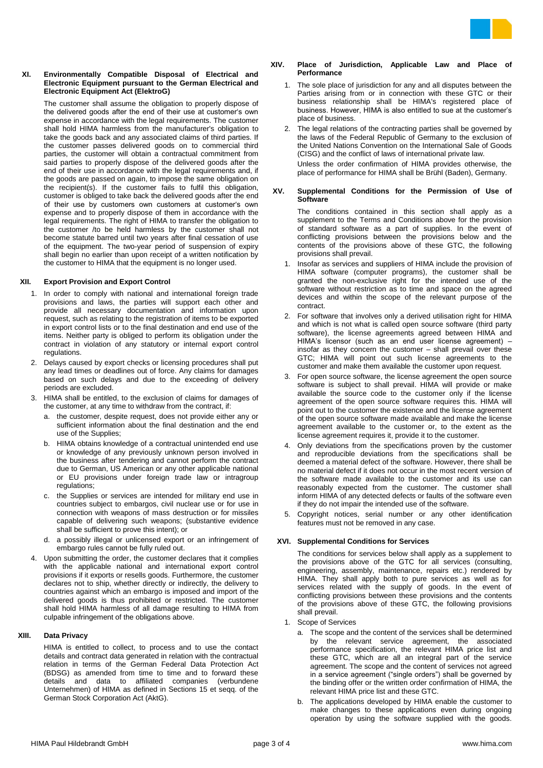## XI. Environmentally Compatible Disposal of Electrical and Electronic Equipment pursuant to the German Electrical and Electronic Equipment Act (ElektroG)

The customer shall assume the obligation to properly dispose of the delivered goods after the end of their use at customer's own expense in accordance with the legal requirements. The customer shall hold HIMA harmless from the manufacturer's obligation to take the goods back and any associated claims of third parties. If the customer passes delivered goods on to commercial third parties, the customer will obtain a contractual commitment from said parties to properly dispose of the delivered goods after the end of their use in accordance with the legal requirements and, if the goods are passed on again, to impose the same obligation on the recipient(s). If the customer fails to fulfil this obligation, customer is obliged to take back the delivered goods after the end of their use by customers own customers at customer's own expense and to properly dispose of them in accordance with the legal requirements. The right of HIMA to transfer the obligation to the customer /to be held harmless by the customer shall not become statute barred until two years after final cessation of use of the equipment. The two-year period of suspension of expiry shall begin no earlier than upon receipt of a written notification by the customer to HIMA that the equipment is no longer used.

## XII. Export Provision and Export Control

1. In order to comply with national and international foreign trade provisions and laws, the parties will support each other and provide all necessary documentation and information upon request, such as relating to the registration of items to be exported in export control lists or to the final destination and end use of the items. Neither party is obliged to perform its obligation under the contract in violation of any statutory or internal export control regulations.
2. Delays caused by export checks or licensing procedures shall put any lead times or deadlines out of force. Any claims for damages based on such delays and due to the exceeding of delivery periods are excluded.
3. HIMA shall be entitled, to the exclusion of claims for damages of the customer, at any time to withdraw from the contract, if:
   a. the customer, despite request, does not provide either any or sufficient information about the final destination and the end use of the Supplies;
   b. HIMA obtains knowledge of a contractual unintended end use or knowledge of any previously unknown person involved in the business after tendering and cannot perform the contract due to German, US American or any other applicable national or EU provisions under foreign trade law or intragroup regulations;
   c. the Supplies or services are intended for military end use in countries subject to embargos, civil nuclear use or for use in connection with weapons of mass destruction or for missiles capable of delivering such weapons; (substantive evidence shall be sufficient to prove this intent); or
   d. a possibly illegal or unlicensed export or an infringement of embargo rules cannot be fully ruled out.
4. Upon submitting the order, the customer declares that it complies with the applicable national and international export control provisions if it exports or resells goods. Furthermore, the customer declares not to ship, whether directly or indirectly, the delivery to countries against which an embargo is imposed and import of the delivered goods is thus prohibited or restricted. The customer shall hold HIMA harmless of all damage resulting to HIMA from culpable infringement of the obligations above.

## XIII. Data Privacy

HIMA is entitled to collect, to process and to use the contact details and contract data generated in relation with the contractual relation in terms of the German Federal Data Protection Act (BDSG) as amended from time to time and to forward these details and data to affiliated companies (verbundene Unternehmen) of HIMA as defined in Sections 15 et seqq. of the German Stock Corporation Act (AktG).

## XIV. Place of Jurisdiction, Applicable Law and Place of Performance

1. The sole place of jurisdiction for any and all disputes between the Parties arising from or in connection with these GTC or their business relationship shall be HIMA's registered place of business. However, HIMA is also entitled to sue at the customer's place of business.
2. The legal relations of the contracting parties shall be governed by the laws of the Federal Republic of Germany to the exclusion of the United Nations Convention on the International Sale of Goods (CISG) and the conflict of laws of international private law.

   Unless the order confirmation of HIMA provides otherwise, the place of performance for HIMA shall be Brühl (Baden), Germany.

## XV. Supplemental Conditions for the Permission of Use of Software

The conditions contained in this section shall apply as a supplement to the Terms and Conditions above for the provision of standard software as a part of supplies. In the event of conflicting provisions between the provisions below and the contents of the provisions above of these GTC, the following provisions shall prevail.

1. Insofar as services and suppliers of HIMA include the provision of HIMA software (computer programs), the customer shall be granted the non-exclusive right for the intended use of the software without restriction as to time and space on the agreed devices and within the scope of the relevant purpose of the contract.
2. For software that involves only a derived utilisation right for HIMA and which is not what is called open source software (third party software), the license agreements agreed between HIMA and HIMA's licensor (such as an end user license agreement) – insofar as they concern the customer – shall prevail over these GTC; HIMA will point out such license agreements to the customer and make them available the customer upon request.
3. For open source software, the license agreement the open source software is subject to shall prevail. HIMA will provide or make available the source code to the customer only if the license agreement of the open source software requires this. HIMA will point out to the customer the existence and the license agreement of the open source software made available and make the license agreement available to the customer or, to the extent as the license agreement requires it, provide it to the customer.
4. Only deviations from the specifications proven by the customer and reproducible deviations from the specifications shall be deemed a material defect of the software. However, there shall be no material defect if it does not occur in the most recent version of the software made available to the customer and its use can reasonably expected from the customer. The customer shall inform HIMA of any detected defects or faults of the software even if they do not impair the intended use of the software.
5. Copyright notices, serial number or any other identification features must not be removed in any case.

## XVI. Supplemental Conditions for Services

The conditions for services below shall apply as a supplement to the provisions above of the GTC for all services (consulting, engineering, assembly, maintenance, repairs etc.) rendered by HIMA. They shall apply both to pure services as well as for services related with the supply of goods. In the event of conflicting provisions between these provisions and the contents of the provisions above of these GTC, the following provisions shall prevail.

1. Scope of Services
   a. The scope and the content of the services shall be determined by the relevant service agreement, the associated performance specification, the relevant HIMA price list and these GTC, which are all an integral part of the service agreement. The scope and the content of services not agreed in a service agreement ("single orders") shall be governed by the binding offer or the written order confirmation of HIMA, the relevant HIMA price list and these GTC.
   b. The applications developed by HIMA enable the customer to make changes to these applications even during ongoing operation by using the software supplied with the goods.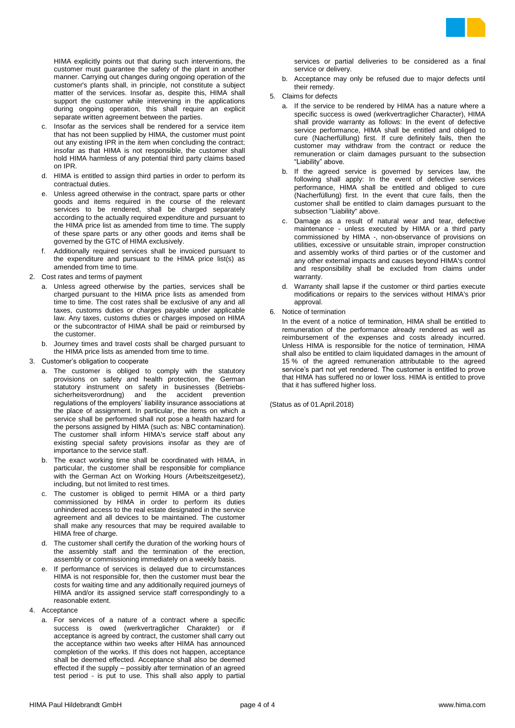HIMA explicitly points out that during such interventions, the customer must guarantee the safety of the plant in another manner. Carrying out changes during ongoing operation of the customer's plants shall, in principle, not constitute a subject matter of the services. Insofar as, despite this, HIMA shall support the customer while intervening in the applications during ongoing operation, this shall require an explicit separate written agreement between the parties.

c. Insofar as the services shall be rendered for a service item that has not been supplied by HIMA, the customer must point out any existing IPR in the item when concluding the contract; insofar as that HIMA is not responsible, the customer shall hold HIMA harmless of any potential third party claims based on IPR.

d. HIMA is entitled to assign third parties in order to perform its contractual duties.

e. Unless agreed otherwise in the contract, spare parts or other goods and items required in the course of the relevant services to be rendered, shall be charged separately according to the actually required expenditure and pursuant to the HIMA price list as amended from time to time. The supply of these spare parts or any other goods and items shall be governed by the GTC of HIMA exclusively.

f. Additionally required services shall be invoiced pursuant to the expenditure and pursuant to the HIMA price list(s) as amended from time to time.

2. Cost rates and terms of payment

a. Unless agreed otherwise by the parties, services shall be charged pursuant to the HIMA price lists as amended from time to time. The cost rates shall be exclusive of any and all taxes, customs duties or charges payable under applicable law. Any taxes, customs duties or charges imposed on HIMA or the subcontractor of HIMA shall be paid or reimbursed by the customer.

b. Journey times and travel costs shall be charged pursuant to the HIMA price lists as amended from time to time.

3. Customer's obligation to cooperate

a. The customer is obliged to comply with the statutory provisions on safety and health protection, the German statutory instrument on safety in businesses (Betriebssicherheitsverordnung) and the accident prevention regulations of the employers' liability insurance associations at the place of assignment. In particular, the items on which a service shall be performed shall not pose a health hazard for the persons assigned by HIMA (such as: NBC contamination). The customer shall inform HIMA's service staff about any existing special safety provisions insofar as they are of importance to the service staff.

b. The exact working time shall be coordinated with HIMA, in particular, the customer shall be responsible for compliance with the German Act on Working Hours (Arbeitszeitgesetz), including, but not limited to rest times.

c. The customer is obliged to permit HIMA or a third party commissioned by HIMA in order to perform its duties unhindered access to the real estate designated in the service agreement and all devices to be maintained. The customer shall make any resources that may be required available to HIMA free of charge.

d. The customer shall certify the duration of the working hours of the assembly staff and the termination of the erection, assembly or commissioning immediately on a weekly basis.

e. If performance of services is delayed due to circumstances HIMA is not responsible for, then the customer must bear the costs for waiting time and any additionally required journeys of HIMA and/or its assigned service staff correspondingly to a reasonable extent.

4. Acceptance

a. For services of a nature of a contract where a specific success is owed (werkvertraglicher Charakter) or if acceptance is agreed by contract, the customer shall carry out the acceptance within two weeks after HIMA has announced completion of the works. If this does not happen, acceptance shall be deemed effected. Acceptance shall also be deemed effected if the supply – possibly after termination of an agreed test period - is put to use. This shall also apply to partial services or partial deliveries to be considered as a final service or delivery.

b. Acceptance may only be refused due to major defects until their remedy.

5. Claims for defects

a. If the service to be rendered by HIMA has a nature where a specific success is owed (werkvertraglicher Character), HIMA shall provide warranty as follows: In the event of defective service performance, HIMA shall be entitled and obliged to cure (Nacherfüllung) first. If cure definitely fails, then the customer may withdraw from the contract or reduce the remuneration or claim damages pursuant to the subsection "Liability" above.

b. If the agreed service is governed by services law, the following shall apply: In the event of defective services performance, HIMA shall be entitled and obliged to cure (Nacherfüllung) first. In the event that cure fails, then the customer shall be entitled to claim damages pursuant to the subsection "Liability" above.

c. Damage as a result of natural wear and tear, defective maintenance - unless executed by HIMA or a third party commissioned by HIMA -, non-observance of provisions on utilities, excessive or unsuitable strain, improper construction and assembly works of third parties or of the customer and any other external impacts and causes beyond HIMA's control and responsibility shall be excluded from claims under warranty.

d. Warranty shall lapse if the customer or third parties execute modifications or repairs to the services without HIMA's prior approval.

6. Notice of termination

In the event of a notice of termination, HIMA shall be entitled to remuneration of the performance already rendered as well as reimbursement of the expenses and costs already incurred. Unless HIMA is responsible for the notice of termination, HIMA shall also be entitled to claim liquidated damages in the amount of 15 % of the agreed remuneration attributable to the agreed service's part not yet rendered. The customer is entitled to prove that HIMA has suffered no or lower loss. HIMA is entitled to prove that it has suffered higher loss.

(Status as of 01.April.2018)